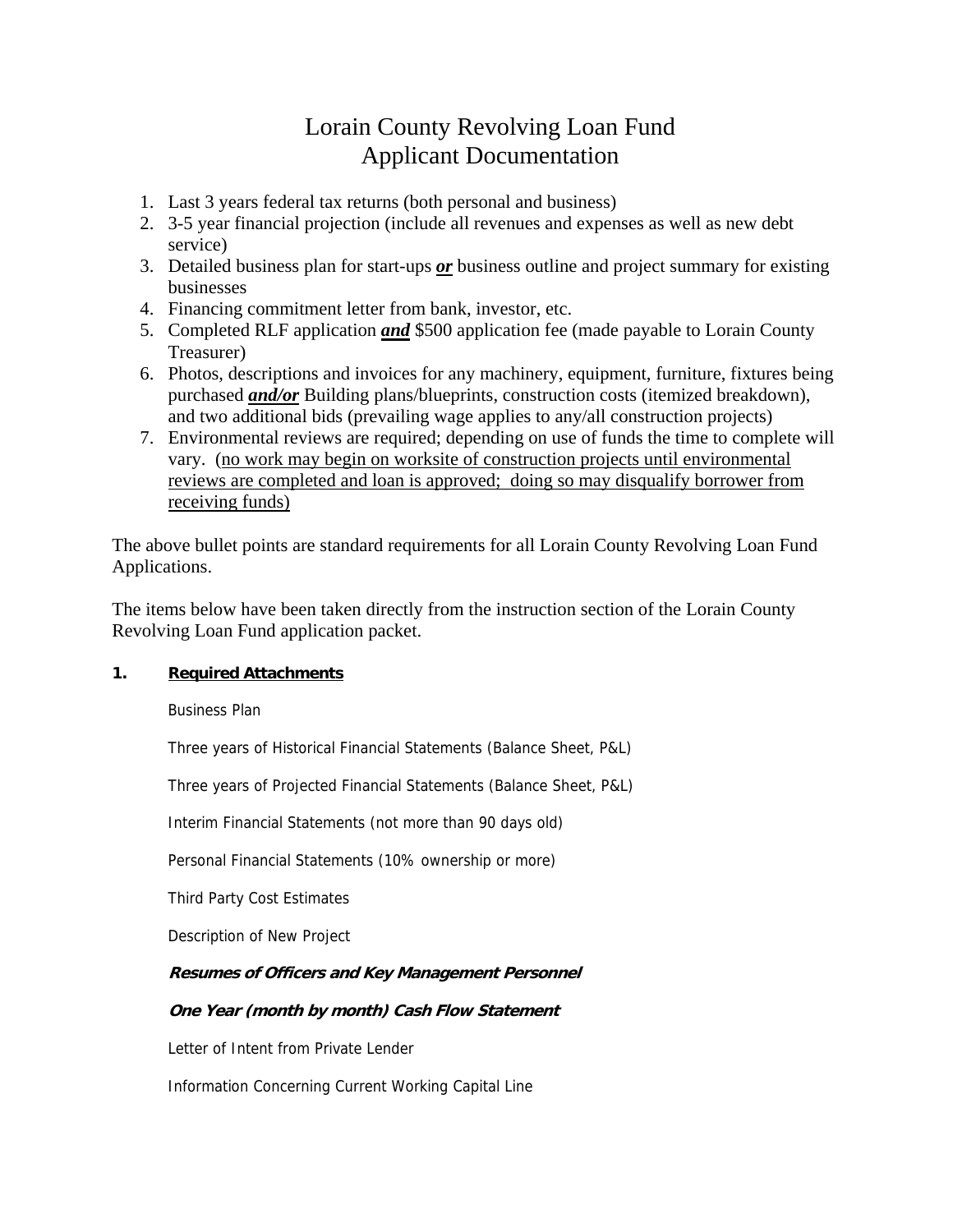# Lorain County Revolving Loan Fund
# Applicant Documentation

1. Last 3 years federal tax returns (both personal and business)
2. 3-5 year financial projection (include all revenues and expenses as well as new debt service)
3. Detailed business plan for start-ups ***<u>or</u>*** business outline and project summary for existing businesses
4. Financing commitment letter from bank, investor, etc.
5. Completed RLF application ***<u>and</u>*** $500 application fee (made payable to Lorain County Treasurer)
6. Photos, descriptions and invoices for any machinery, equipment, furniture, fixtures being purchased ***<u>and/or</u>*** Building plans/blueprints, construction costs (itemized breakdown), and two additional bids (prevailing wage applies to any/all construction projects)
7. Environmental reviews are required; depending on use of funds the time to complete will vary. (<u>no work may begin on worksite of construction projects until environmental reviews are completed and loan is approved; doing so may disqualify borrower from receiving funds)</u>

The above bullet points are standard requirements for all Lorain County Revolving Loan Fund Applications.

The items below have been taken directly from the instruction section of the Lorain County Revolving Loan Fund application packet.

**1. <u>Required Attachments</u>**

Business Plan

Three years of Historical Financial Statements (Balance Sheet, P&L)

Three years of Projected Financial Statements (Balance Sheet, P&L)

Interim Financial Statements (not more than 90 days old)

Personal Financial Statements (10% ownership or more)

Third Party Cost Estimates

Description of New Project

***Resumes of Officers and Key Management Personnel***

***One Year (month by month) Cash Flow Statement***

Letter of Intent from Private Lender

Information Concerning Current Working Capital Line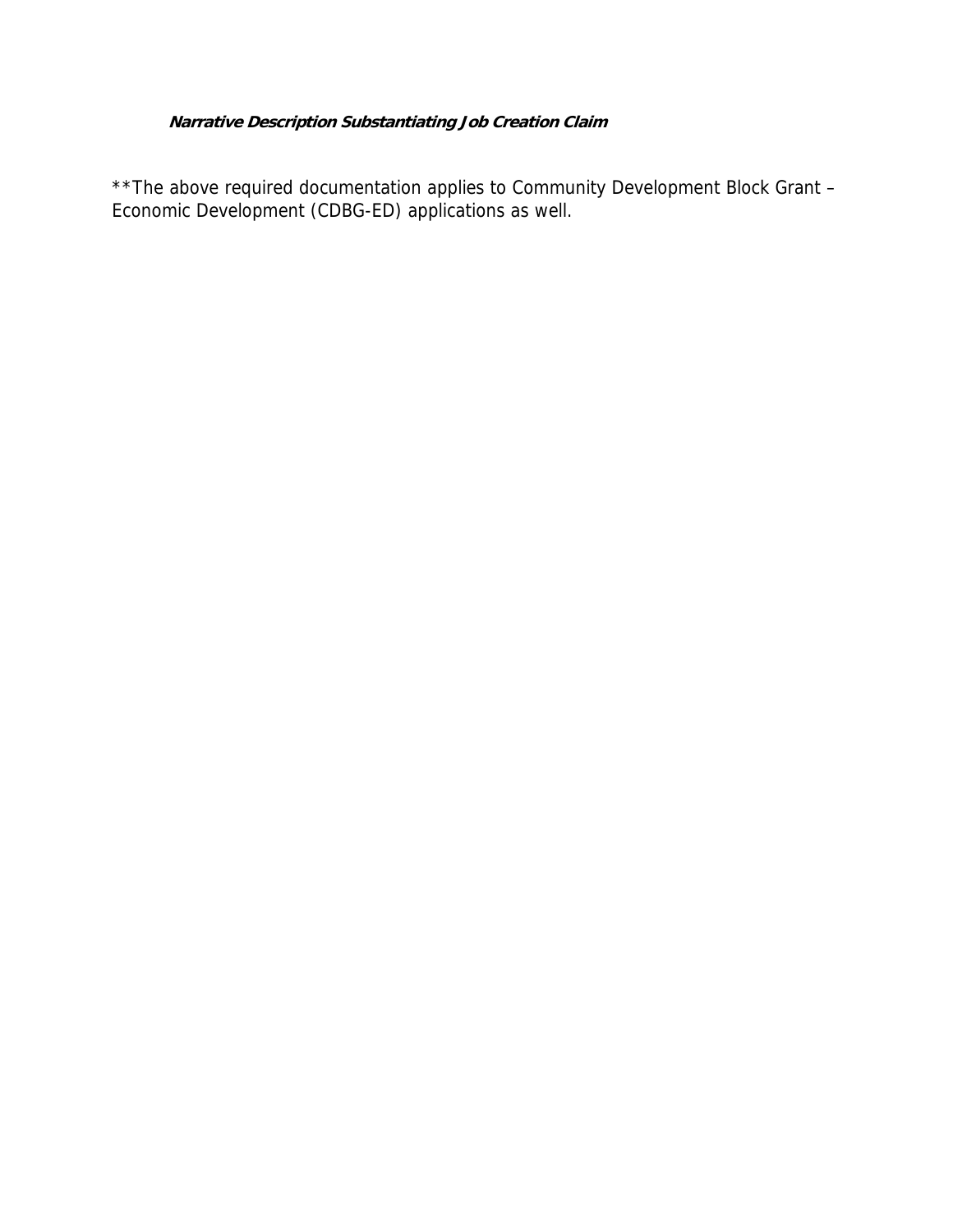***Narrative Description Substantiating Job Creation Claim***

**The above required documentation applies to Community Development Block Grant – Economic Development (CDBG-ED) applications as well.